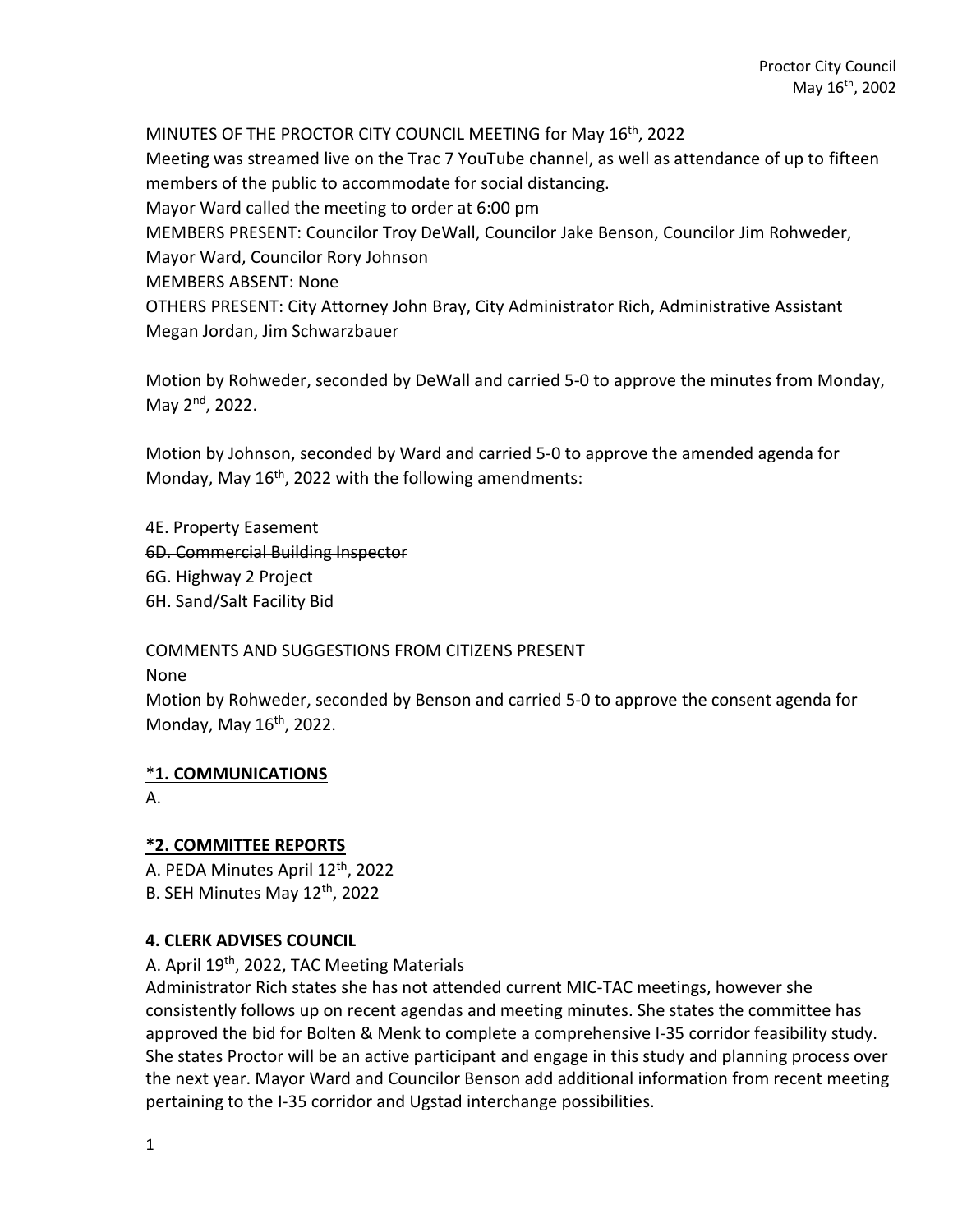MINUTES OF THE PROCTOR CITY COUNCIL MEETING for May 16th, 2022

Meeting was streamed live on the Trac 7 YouTube channel, as well as attendance of up to fifteen members of the public to accommodate for social distancing.

Mayor Ward called the meeting to order at 6:00 pm

MEMBERS PRESENT: Councilor Troy DeWall, Councilor Jake Benson, Councilor Jim Rohweder, Mayor Ward, Councilor Rory Johnson

MEMBERS ABSENT: None

OTHERS PRESENT: City Attorney John Bray, City Administrator Rich, Administrative Assistant Megan Jordan, Jim Schwarzbauer

Motion by Rohweder, seconded by DeWall and carried 5-0 to approve the minutes from Monday, May 2nd, 2022.

Motion by Johnson, seconded by Ward and carried 5-0 to approve the amended agenda for Monday, May 16th, 2022 with the following amendments:

4E. Property Easement
~~6D. Commercial Building Inspector~~
6G. Highway 2 Project
6H. Sand/Salt Facility Bid

COMMENTS AND SUGGESTIONS FROM CITIZENS PRESENT

None

Motion by Rohweder, seconded by Benson and carried 5-0 to approve the consent agenda for Monday, May 16th, 2022.

## *1. COMMUNICATIONS

A.

## *2. COMMITTEE REPORTS

A. PEDA Minutes April 12th, 2022
B. SEH Minutes May 12th, 2022

## 4. CLERK ADVISES COUNCIL

A. April 19th, 2022, TAC Meeting Materials

Administrator Rich states she has not attended current MIC-TAC meetings, however she consistently follows up on recent agendas and meeting minutes. She states the committee has approved the bid for Bolten & Menk to complete a comprehensive I-35 corridor feasibility study. She states Proctor will be an active participant and engage in this study and planning process over the next year. Mayor Ward and Councilor Benson add additional information from recent meeting pertaining to the I-35 corridor and Ugstad interchange possibilities.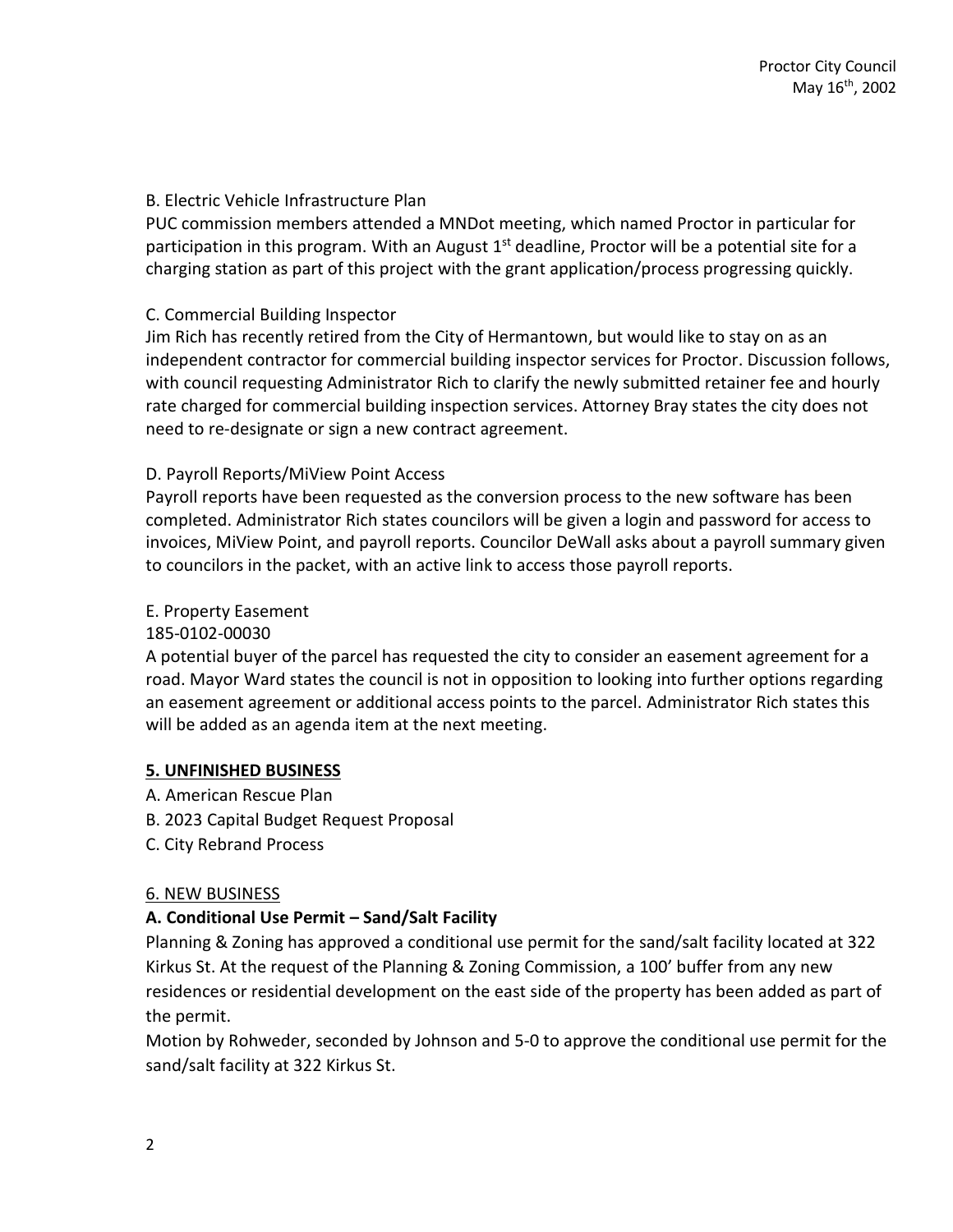B. Electric Vehicle Infrastructure Plan

PUC commission members attended a MNDot meeting, which named Proctor in particular for participation in this program. With an August 1st deadline, Proctor will be a potential site for a charging station as part of this project with the grant application/process progressing quickly.

C. Commercial Building Inspector

Jim Rich has recently retired from the City of Hermantown, but would like to stay on as an independent contractor for commercial building inspector services for Proctor. Discussion follows, with council requesting Administrator Rich to clarify the newly submitted retainer fee and hourly rate charged for commercial building inspection services. Attorney Bray states the city does not need to re-designate or sign a new contract agreement.

D. Payroll Reports/MiView Point Access

Payroll reports have been requested as the conversion process to the new software has been completed. Administrator Rich states councilors will be given a login and password for access to invoices, MiView Point, and payroll reports. Councilor DeWall asks about a payroll summary given to councilors in the packet, with an active link to access those payroll reports.

E. Property Easement

185-0102-00030

A potential buyer of the parcel has requested the city to consider an easement agreement for a road. Mayor Ward states the council is not in opposition to looking into further options regarding an easement agreement or additional access points to the parcel. Administrator Rich states this will be added as an agenda item at the next meeting.

## 5. UNFINISHED BUSINESS

A. American Rescue Plan

B. 2023 Capital Budget Request Proposal

C. City Rebrand Process

## 6. NEW BUSINESS

**A. Conditional Use Permit – Sand/Salt Facility**

Planning & Zoning has approved a conditional use permit for the sand/salt facility located at 322 Kirkus St. At the request of the Planning & Zoning Commission, a 100' buffer from any new residences or residential development on the east side of the property has been added as part of the permit.

Motion by Rohweder, seconded by Johnson and 5-0 to approve the conditional use permit for the sand/salt facility at 322 Kirkus St.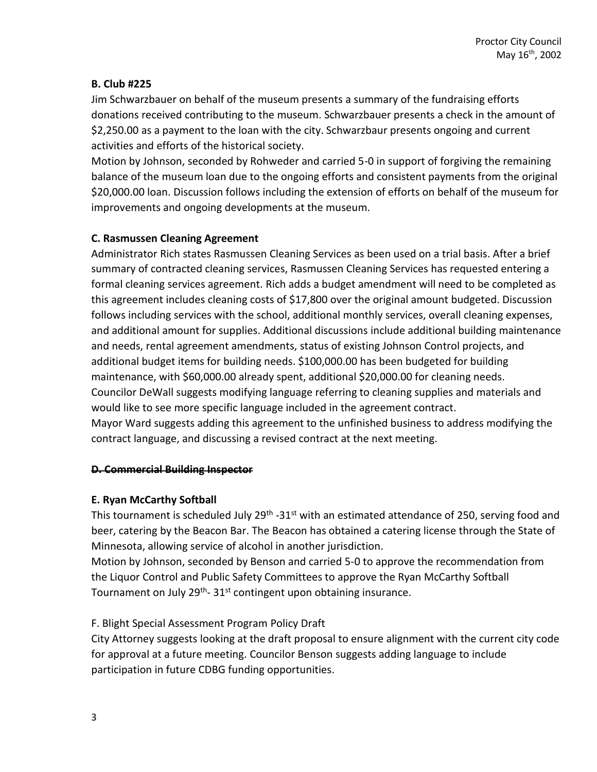### B. Club #225

Jim Schwarzbauer on behalf of the museum presents a summary of the fundraising efforts donations received contributing to the museum. Schwarzbauer presents a check in the amount of $2,250.00 as a payment to the loan with the city. Schwarzbaur presents ongoing and current activities and efforts of the historical society.

Motion by Johnson, seconded by Rohweder and carried 5-0 in support of forgiving the remaining balance of the museum loan due to the ongoing efforts and consistent payments from the original $20,000.00 loan. Discussion follows including the extension of efforts on behalf of the museum for improvements and ongoing developments at the museum.

### C. Rasmussen Cleaning Agreement

Administrator Rich states Rasmussen Cleaning Services as been used on a trial basis. After a brief summary of contracted cleaning services, Rasmussen Cleaning Services has requested entering a formal cleaning services agreement. Rich adds a budget amendment will need to be completed as this agreement includes cleaning costs of $17,800 over the original amount budgeted. Discussion follows including services with the school, additional monthly services, overall cleaning expenses, and additional amount for supplies. Additional discussions include additional building maintenance and needs, rental agreement amendments, status of existing Johnson Control projects, and additional budget items for building needs. $100,000.00 has been budgeted for building maintenance, with $60,000.00 already spent, additional $20,000.00 for cleaning needs.

Councilor DeWall suggests modifying language referring to cleaning supplies and materials and would like to see more specific language included in the agreement contract.

Mayor Ward suggests adding this agreement to the unfinished business to address modifying the contract language, and discussing a revised contract at the next meeting.

### ~~D. Commercial Building Inspector~~

### E. Ryan McCarthy Softball

This tournament is scheduled July 29th -31st with an estimated attendance of 250, serving food and beer, catering by the Beacon Bar. The Beacon has obtained a catering license through the State of Minnesota, allowing service of alcohol in another jurisdiction.

Motion by Johnson, seconded by Benson and carried 5-0 to approve the recommendation from the Liquor Control and Public Safety Committees to approve the Ryan McCarthy Softball Tournament on July 29th- 31st contingent upon obtaining insurance.

F. Blight Special Assessment Program Policy Draft

City Attorney suggests looking at the draft proposal to ensure alignment with the current city code for approval at a future meeting. Councilor Benson suggests adding language to include participation in future CDBG funding opportunities.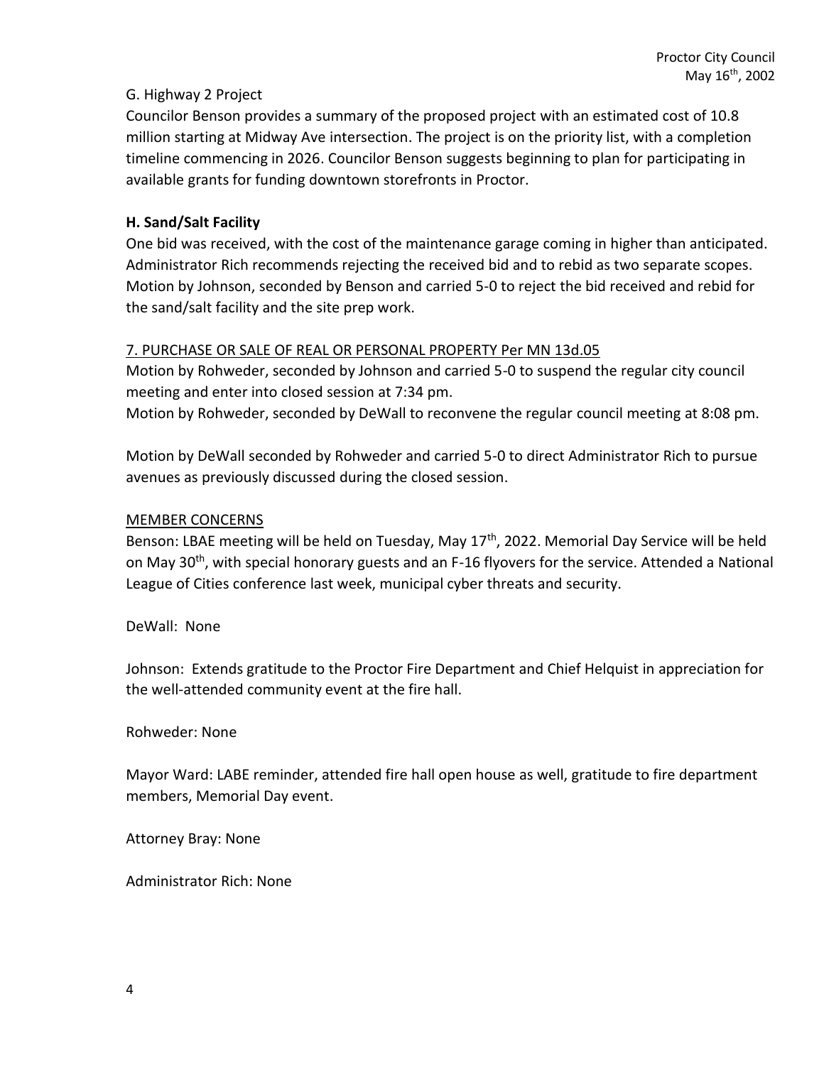G. Highway 2 Project

Councilor Benson provides a summary of the proposed project with an estimated cost of 10.8 million starting at Midway Ave intersection. The project is on the priority list, with a completion timeline commencing in 2026. Councilor Benson suggests beginning to plan for participating in available grants for funding downtown storefronts in Proctor.

**H. Sand/Salt Facility**

One bid was received, with the cost of the maintenance garage coming in higher than anticipated. Administrator Rich recommends rejecting the received bid and to rebid as two separate scopes. Motion by Johnson, seconded by Benson and carried 5-0 to reject the bid received and rebid for the sand/salt facility and the site prep work.

7. PURCHASE OR SALE OF REAL OR PERSONAL PROPERTY Per MN 13d.05

Motion by Rohweder, seconded by Johnson and carried 5-0 to suspend the regular city council meeting and enter into closed session at 7:34 pm.

Motion by Rohweder, seconded by DeWall to reconvene the regular council meeting at 8:08 pm.

Motion by DeWall seconded by Rohweder and carried 5-0 to direct Administrator Rich to pursue avenues as previously discussed during the closed session.

MEMBER CONCERNS

Benson: LBAE meeting will be held on Tuesday, May 17th, 2022. Memorial Day Service will be held on May 30th, with special honorary guests and an F-16 flyovers for the service. Attended a National League of Cities conference last week, municipal cyber threats and security.

DeWall: None

Johnson: Extends gratitude to the Proctor Fire Department and Chief Helquist in appreciation for the well-attended community event at the fire hall.

Rohweder: None

Mayor Ward: LABE reminder, attended fire hall open house as well, gratitude to fire department members, Memorial Day event.

Attorney Bray: None

Administrator Rich: None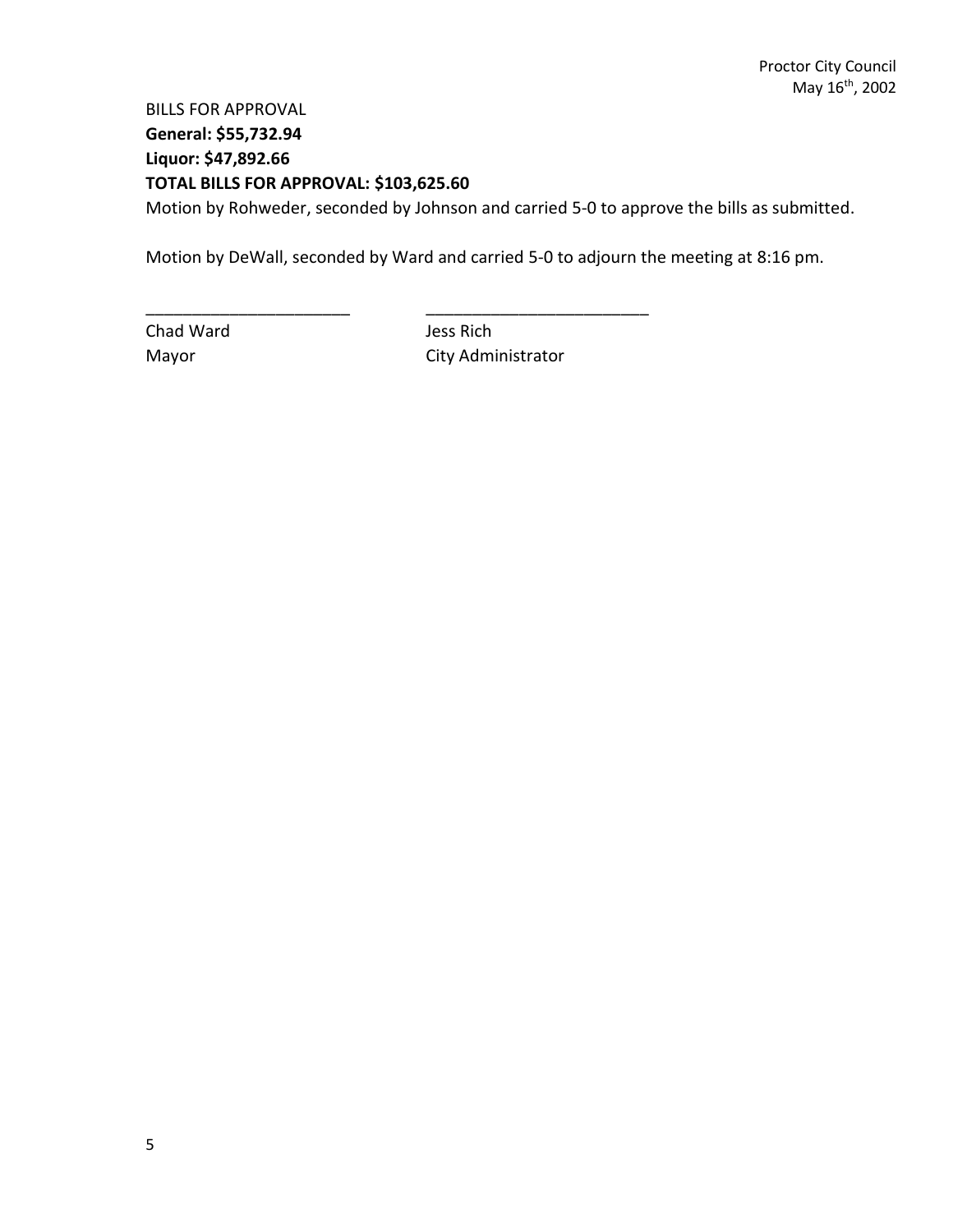BILLS FOR APPROVAL

**General: $55,732.94**

**Liquor: $47,892.66**

**TOTAL BILLS FOR APPROVAL: $103,625.60**

Motion by Rohweder, seconded by Johnson and carried 5-0 to approve the bills as submitted.

Motion by DeWall, seconded by Ward and carried 5-0 to adjourn the meeting at 8:16 pm.

______________________ ________________________

Chad Ward  
Mayor

Jess Rich  
City Administrator